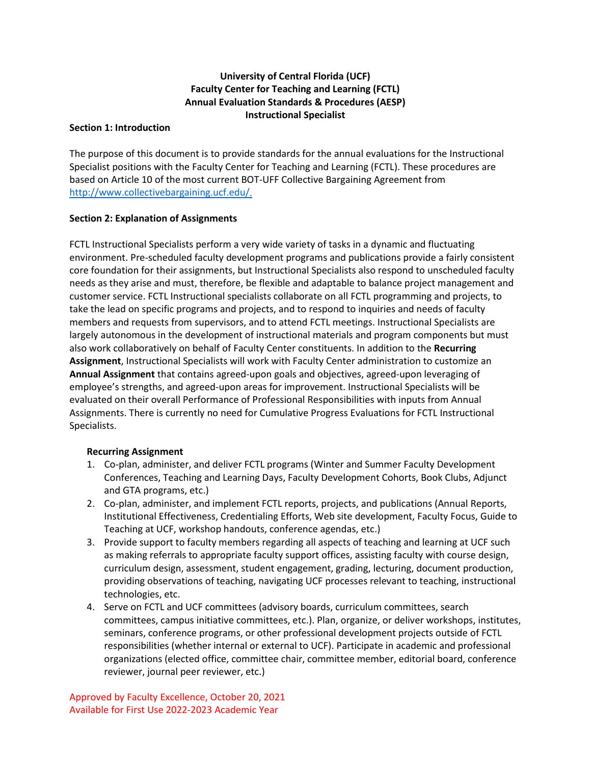**University of Central Florida (UCF)**
**Faculty Center for Teaching and Learning (FCTL)**
**Annual Evaluation Standards & Procedures (AESP)**
**Instructional Specialist**

## Section 1: Introduction

The purpose of this document is to provide standards for the annual evaluations for the Instructional Specialist positions with the Faculty Center for Teaching and Learning (FCTL). These procedures are based on Article 10 of the most current BOT-UFF Collective Bargaining Agreement from [http://www.collectivebargaining.ucf.edu/.](http://www.collectivebargaining.ucf.edu/)

## Section 2: Explanation of Assignments

FCTL Instructional Specialists perform a very wide variety of tasks in a dynamic and fluctuating environment. Pre-scheduled faculty development programs and publications provide a fairly consistent core foundation for their assignments, but Instructional Specialists also respond to unscheduled faculty needs as they arise and must, therefore, be flexible and adaptable to balance project management and customer service. FCTL Instructional specialists collaborate on all FCTL programming and projects, to take the lead on specific programs and projects, and to respond to inquiries and needs of faculty members and requests from supervisors, and to attend FCTL meetings. Instructional Specialists are largely autonomous in the development of instructional materials and program components but must also work collaboratively on behalf of Faculty Center constituents. In addition to the **Recurring Assignment**, Instructional Specialists will work with Faculty Center administration to customize an **Annual Assignment** that contains agreed-upon goals and objectives, agreed-upon leveraging of employee's strengths, and agreed-upon areas for improvement. Instructional Specialists will be evaluated on their overall Performance of Professional Responsibilities with inputs from Annual Assignments. There is currently no need for Cumulative Progress Evaluations for FCTL Instructional Specialists.

**Recurring Assignment**

1. Co-plan, administer, and deliver FCTL programs (Winter and Summer Faculty Development Conferences, Teaching and Learning Days, Faculty Development Cohorts, Book Clubs, Adjunct and GTA programs, etc.)
2. Co-plan, administer, and implement FCTL reports, projects, and publications (Annual Reports, Institutional Effectiveness, Credentialing Efforts, Web site development, Faculty Focus, Guide to Teaching at UCF, workshop handouts, conference agendas, etc.)
3. Provide support to faculty members regarding all aspects of teaching and learning at UCF such as making referrals to appropriate faculty support offices, assisting faculty with course design, curriculum design, assessment, student engagement, grading, lecturing, document production, providing observations of teaching, navigating UCF processes relevant to teaching, instructional technologies, etc.
4. Serve on FCTL and UCF committees (advisory boards, curriculum committees, search committees, campus initiative committees, etc.). Plan, organize, or deliver workshops, institutes, seminars, conference programs, or other professional development projects outside of FCTL responsibilities (whether internal or external to UCF). Participate in academic and professional organizations (elected office, committee chair, committee member, editorial board, conference reviewer, journal peer reviewer, etc.)

Approved by Faculty Excellence, October 20, 2021
Available for First Use 2022-2023 Academic Year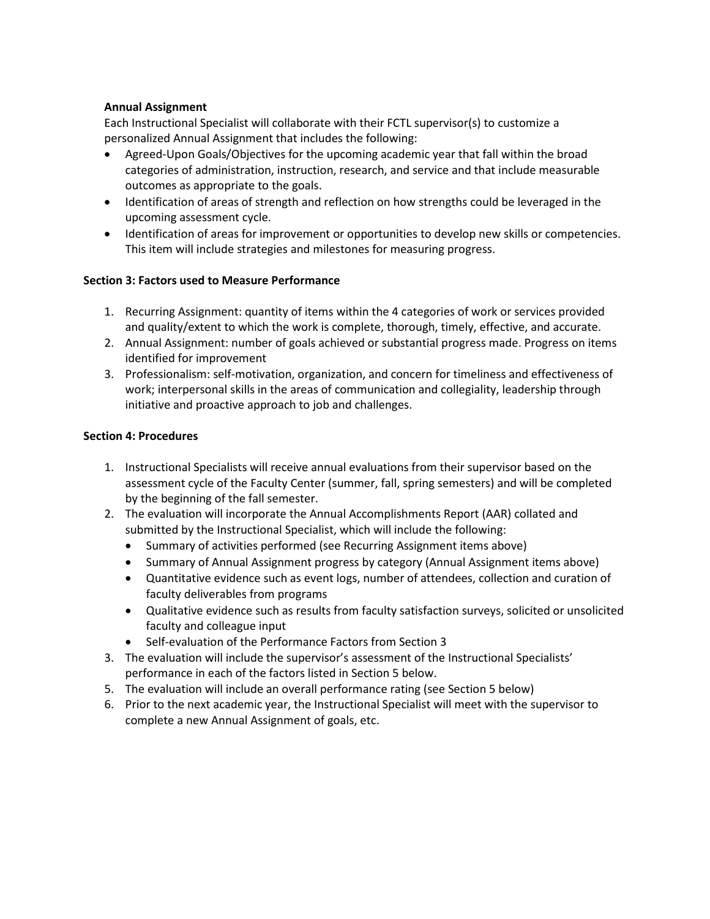**Annual Assignment**

Each Instructional Specialist will collaborate with their FCTL supervisor(s) to customize a personalized Annual Assignment that includes the following:

- Agreed-Upon Goals/Objectives for the upcoming academic year that fall within the broad categories of administration, instruction, research, and service and that include measurable outcomes as appropriate to the goals.
- Identification of areas of strength and reflection on how strengths could be leveraged in the upcoming assessment cycle.
- Identification of areas for improvement or opportunities to develop new skills or competencies. This item will include strategies and milestones for measuring progress.

**Section 3: Factors used to Measure Performance**

1. Recurring Assignment: quantity of items within the 4 categories of work or services provided and quality/extent to which the work is complete, thorough, timely, effective, and accurate.
2. Annual Assignment: number of goals achieved or substantial progress made. Progress on items identified for improvement
3. Professionalism: self-motivation, organization, and concern for timeliness and effectiveness of work; interpersonal skills in the areas of communication and collegiality, leadership through initiative and proactive approach to job and challenges.

**Section 4: Procedures**

1. Instructional Specialists will receive annual evaluations from their supervisor based on the assessment cycle of the Faculty Center (summer, fall, spring semesters) and will be completed by the beginning of the fall semester.
2. The evaluation will incorporate the Annual Accomplishments Report (AAR) collated and submitted by the Instructional Specialist, which will include the following:
   - Summary of activities performed (see Recurring Assignment items above)
   - Summary of Annual Assignment progress by category (Annual Assignment items above)
   - Quantitative evidence such as event logs, number of attendees, collection and curation of faculty deliverables from programs
   - Qualitative evidence such as results from faculty satisfaction surveys, solicited or unsolicited faculty and colleague input
   - Self-evaluation of the Performance Factors from Section 3
3. The evaluation will include the supervisor's assessment of the Instructional Specialists' performance in each of the factors listed in Section 5 below.
5. The evaluation will include an overall performance rating (see Section 5 below)
6. Prior to the next academic year, the Instructional Specialist will meet with the supervisor to complete a new Annual Assignment of goals, etc.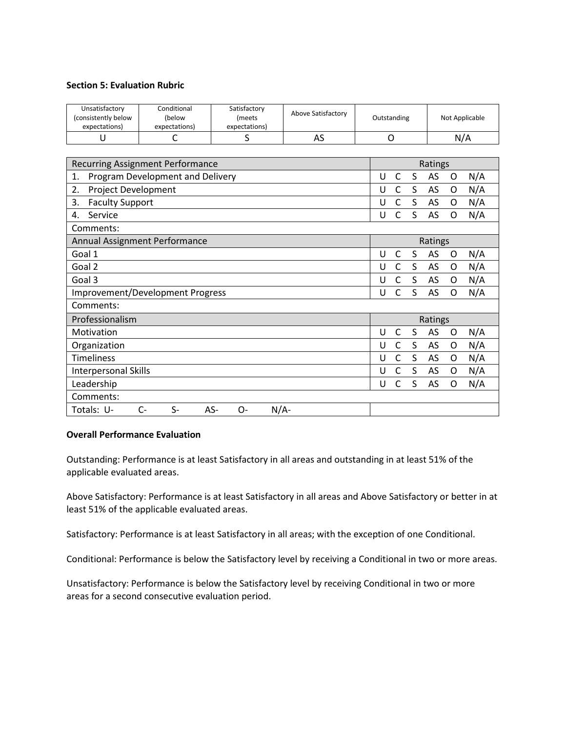**Section 5: Evaluation Rubric**

| Unsatisfactory (consistently below expectations) | Conditional (below expectations) | Satisfactory (meets expectations) | Above Satisfactory | Outstanding | Not Applicable |
|---|---|---|---|---|---|
| U | C | S | AS | O | N/A |

| Recurring Assignment Performance | Ratings |
|---|---|
| 1. Program Development and Delivery | U C S AS O N/A |
| 2. Project Development | U C S AS O N/A |
| 3. Faculty Support | U C S AS O N/A |
| 4. Service | U C S AS O N/A |
| Comments: | |
| **Annual Assignment Performance** | **Ratings** |
| Goal 1 | U C S AS O N/A |
| Goal 2 | U C S AS O N/A |
| Goal 3 | U C S AS O N/A |
| Improvement/Development Progress | U C S AS O N/A |
| Comments: | |
| **Professionalism** | **Ratings** |
| Motivation | U C S AS O N/A |
| Organization | U C S AS O N/A |
| Timeliness | U C S AS O N/A |
| Interpersonal Skills | U C S AS O N/A |
| Leadership | U C S AS O N/A |
| Comments: | |
| Totals: U- C- S- AS- O- N/A- | |

**Overall Performance Evaluation**

Outstanding: Performance is at least Satisfactory in all areas and outstanding in at least 51% of the applicable evaluated areas.

Above Satisfactory: Performance is at least Satisfactory in all areas and Above Satisfactory or better in at least 51% of the applicable evaluated areas.

Satisfactory: Performance is at least Satisfactory in all areas; with the exception of one Conditional.

Conditional: Performance is below the Satisfactory level by receiving a Conditional in two or more areas.

Unsatisfactory: Performance is below the Satisfactory level by receiving Conditional in two or more areas for a second consecutive evaluation period.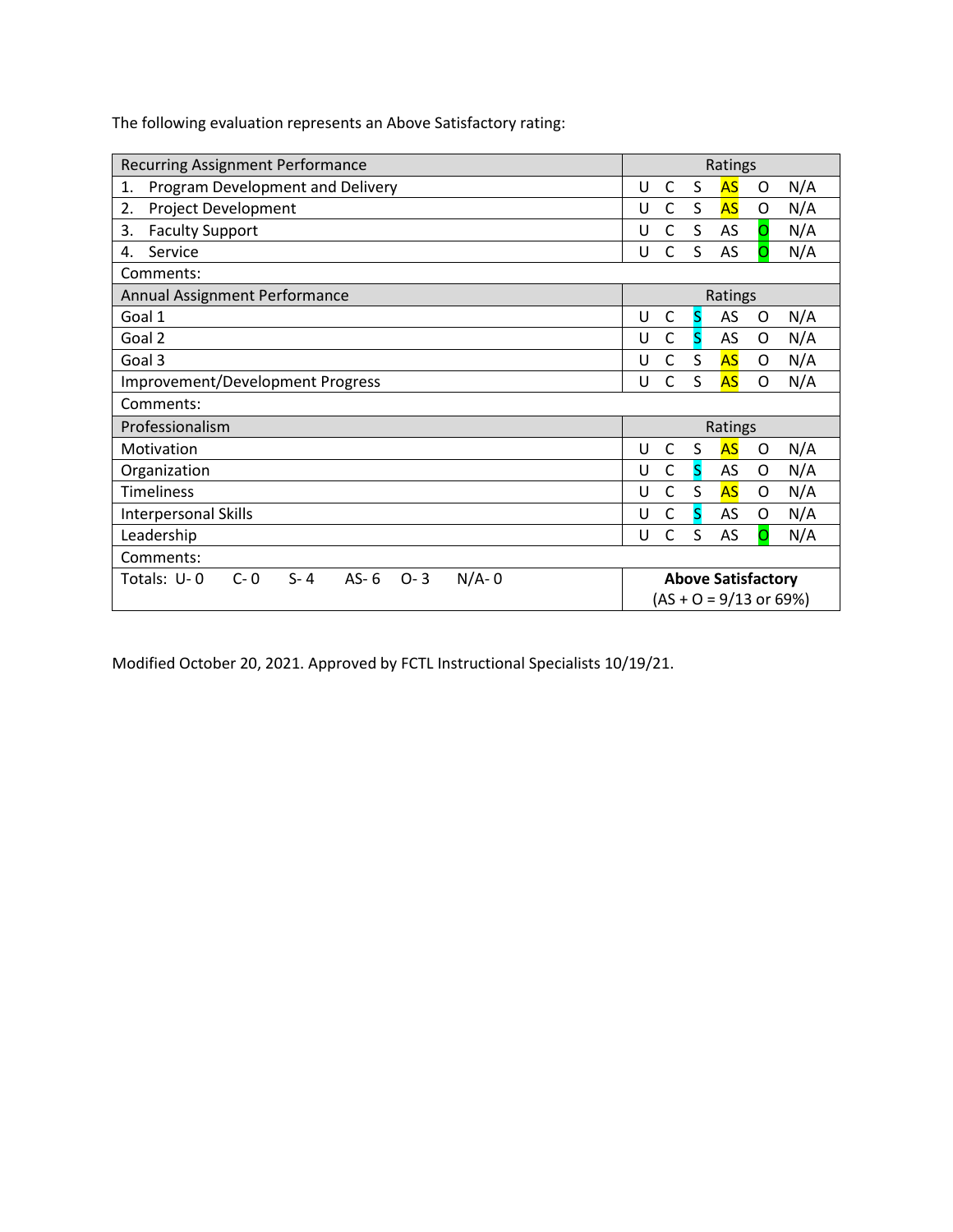The following evaluation represents an Above Satisfactory rating:

| Recurring Assignment Performance | Ratings | | | | | |
|---|---|---|---|---|---|---|
| 1. Program Development and Delivery | U | C | S | **AS** | O | N/A |
| 2. Project Development | U | C | S | **AS** | O | N/A |
| 3. Faculty Support | U | C | S | AS | **O** | N/A |
| 4. Service | U | C | S | AS | **O** | N/A |
| Comments: | | | | | | |
| **Annual Assignment Performance** | **Ratings** | | | | | |
| Goal 1 | U | C | **S** | AS | O | N/A |
| Goal 2 | U | C | **S** | AS | O | N/A |
| Goal 3 | U | C | S | **AS** | O | N/A |
| Improvement/Development Progress | U | C | S | **AS** | O | N/A |
| Comments: | | | | | | |
| **Professionalism** | **Ratings** | | | | | |
| Motivation | U | C | S | **AS** | O | N/A |
| Organization | U | C | **S** | AS | O | N/A |
| Timeliness | U | C | S | **AS** | O | N/A |
| Interpersonal Skills | U | C | **S** | AS | O | N/A |
| Leadership | U | C | S | AS | **O** | N/A |
| Comments: | | | | | | |
| Totals: U- 0 C- 0 S- 4 AS- 6 O- 3 N/A- 0 | **Above Satisfactory** (AS + O = 9/13 or 69%) | | | | | |

Modified October 20, 2021. Approved by FCTL Instructional Specialists 10/19/21.